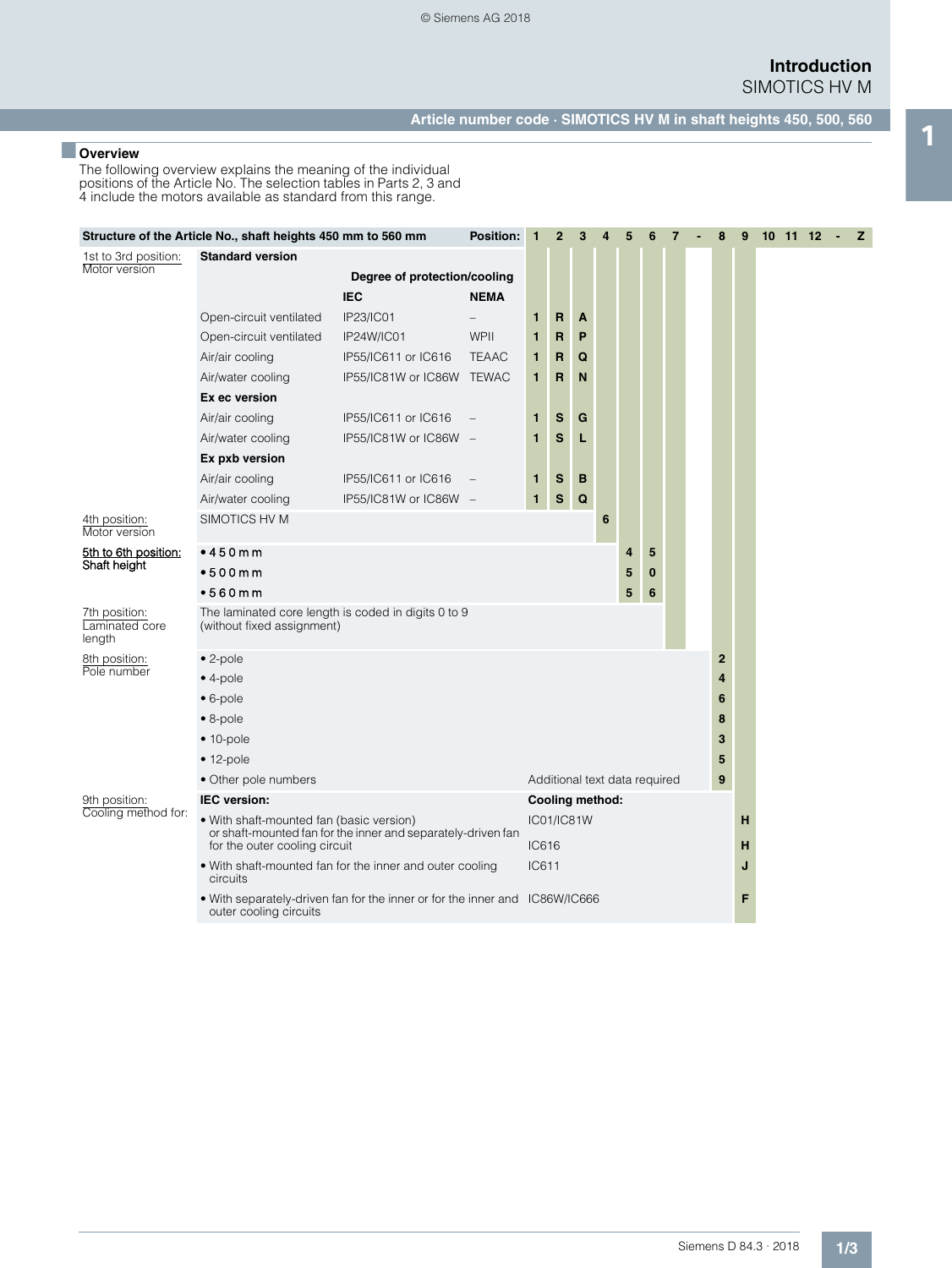# Introduction

## SIMOTICS HV M

### Article number code · SIMOTICS HV M in shaft heights 450, 500, 560

#### Overview

The following overview explains the meaning of the individual positions of the Article No. The selection tables in Parts 2, 3 and 4 include the motors available as standard from this range.

| Structure of the Article No., shaft heights 450 mm to 560 mm | | | | Position: | 1 | 2 | 3 | 4 | 5 | 6 | 7 | - | 8 | 9 | 10 | 11 | 12 | - | Z |
|---|---|---|---|---|---|---|---|---|---|---|---|---|---|---|---|---|---|---|---|
| 1st to 3rd position: Motor version | **Standard version** | | | | | | | | | | | | | | | | | | |
| | | **Degree of protection/cooling** | | | | | | | | | | | | | | | | | |
| | | **IEC** | **NEMA** | | | | | | | | | | | | | | | | |
| | Open-circuit ventilated | IP23/IC01 | – | | 1 | R | A | | | | | | | | | | | | |
| | Open-circuit ventilated | IP24W/IC01 | WPII | | 1 | R | P | | | | | | | | | | | | |
| | Air/air cooling | IP55/IC611 or IC616 | TEAAC | | 1 | R | Q | | | | | | | | | | | | |
| | Air/water cooling | IP55/IC81W or IC86W | TEWAC | | 1 | R | N | | | | | | | | | | | | |
| | **Ex ec version** | | | | | | | | | | | | | | | | | | |
| | Air/air cooling | IP55/IC611 or IC616 | – | | 1 | S | G | | | | | | | | | | | | |
| | Air/water cooling | IP55/IC81W or IC86W | – | | 1 | S | L | | | | | | | | | | | | |
| | **Ex pxb version** | | | | | | | | | | | | | | | | | | |
| | Air/air cooling | IP55/IC611 or IC616 | – | | 1 | S | B | | | | | | | | | | | | |
| | Air/water cooling | IP55/IC81W or IC86W | – | | 1 | S | Q | | | | | | | | | | | | |
| 4th position: Motor version | SIMOTICS HV M | | | | | | | 6 | | | | | | | | | | | |
| 5th to 6th position: Shaft height | • 450 mm | | | | | | | | 4 | 5 | | | | | | | | | |
| | • 500 mm | | | | | | | | 5 | 0 | | | | | | | | | |
| | • 560 mm | | | | | | | | 5 | 6 | | | | | | | | | |
| 7th position: Laminated core length | The laminated core length is coded in digits 0 to 9 (without fixed assignment) | | | | | | | | | | | | | | | | | | |
| 8th position: Pole number | • 2-pole | | | | | | | | | | | | 2 | | | | | | |
| | • 4-pole | | | | | | | | | | | | 4 | | | | | | |
| | • 6-pole | | | | | | | | | | | | 6 | | | | | | |
| | • 8-pole | | | | | | | | | | | | 8 | | | | | | |
| | • 10-pole | | | | | | | | | | | | 3 | | | | | | |
| | • 12-pole | | | | | | | | | | | | 5 | | | | | | |
| | • Other pole numbers | | | | Additional text data required | | | | | | | | 9 | | | | | | |
| 9th position: Cooling method for: | **IEC version:** | | | | **Cooling method:** | | | | | | | | | | | | | | |
| | • With shaft-mounted fan (basic version) | | | | IC01/IC81W | | | | | | | | | H | | | | | |
| | or shaft-mounted fan for the inner and separately-driven fan for the outer cooling circuit | | | | IC616 | | | | | | | | | H | | | | | |
| | • With shaft-mounted fan for the inner and outer cooling circuits | | | | IC611 | | | | | | | | | J | | | | | |
| | • With separately-driven fan for the inner or for the inner and outer cooling circuits | | | | IC86W/IC666 | | | | | | | | | F | | | | | |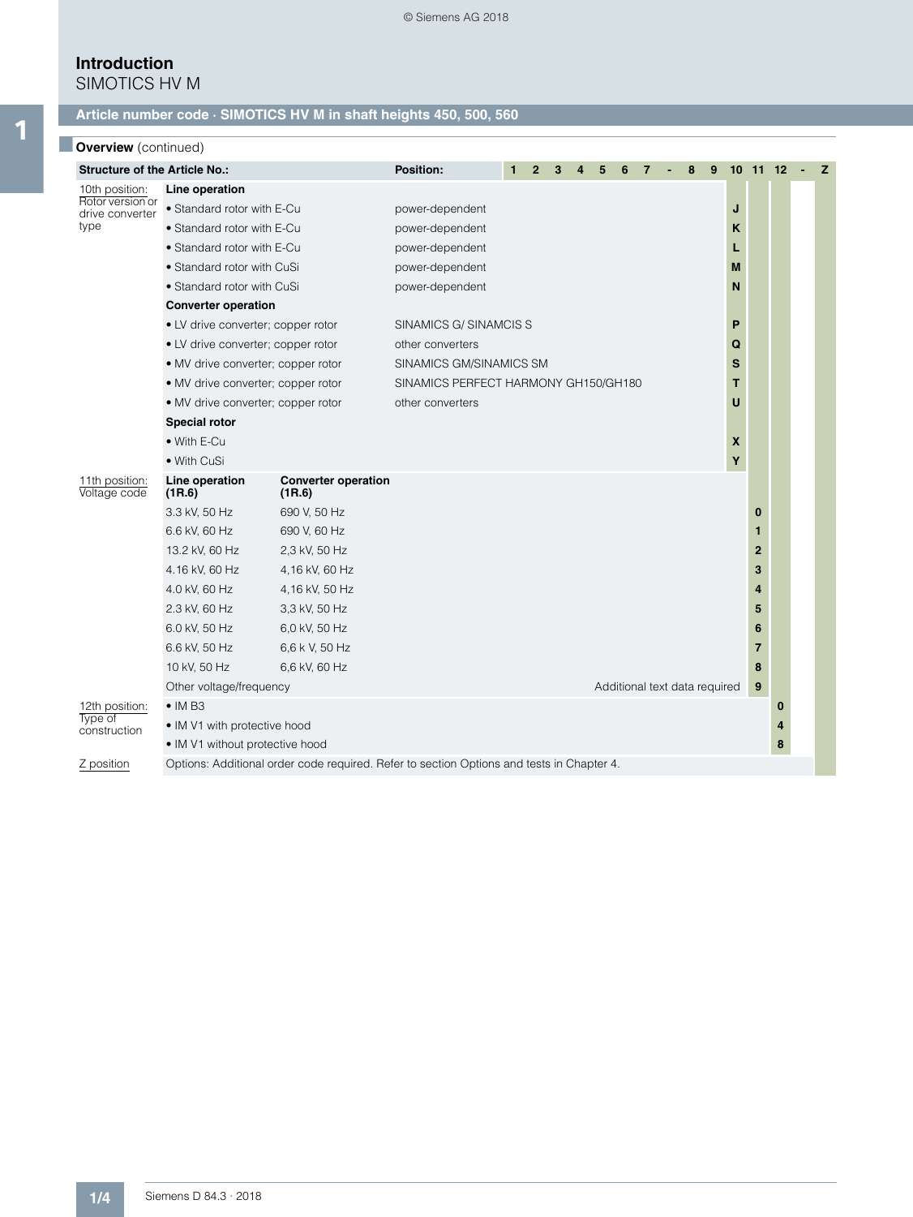# Introduction

SIMOTICS HV M

## Article number code · SIMOTICS HV M in shaft heights 450, 500, 560

### Overview (continued)

| Structure of the Article No.: | | Position: | 1 | 2 | 3 | 4 | 5 | 6 | 7 | - | 8 | 9 | 10 | 11 | 12 | - | Z |
|---|---|---|---|---|---|---|---|---|---|---|---|---|---|---|---|---|---|
| 10th position: Rotor version or drive converter type | **Line operation** | | | | | | | | | | | | | | | | |
| | • Standard rotor with E-Cu | power-dependent | | | | | | | | | | | J | | | | |
| | • Standard rotor with E-Cu | power-dependent | | | | | | | | | | | K | | | | |
| | • Standard rotor with E-Cu | power-dependent | | | | | | | | | | | L | | | | |
| | • Standard rotor with CuSi | power-dependent | | | | | | | | | | | M | | | | |
| | • Standard rotor with CuSi | power-dependent | | | | | | | | | | | N | | | | |
| | **Converter operation** | | | | | | | | | | | | | | | | |
| | • LV drive converter; copper rotor | SINAMICS G/ SINAMCIS S | | | | | | | | | | | P | | | | |
| | • LV drive converter; copper rotor | other converters | | | | | | | | | | | Q | | | | |
| | • MV drive converter; copper rotor | SINAMICS GM/SINAMICS SM | | | | | | | | | | | S | | | | |
| | • MV drive converter; copper rotor | SINAMICS PERFECT HARMONY GH150/GH180 | | | | | | | | | | | T | | | | |
| | • MV drive converter; copper rotor | other converters | | | | | | | | | | | U | | | | |
| | **Special rotor** | | | | | | | | | | | | | | | | |
| | • With E-Cu | | | | | | | | | | | | X | | | | |
| | • With CuSi | | | | | | | | | | | | Y | | | | |
| 11th position: Voltage code | **Line operation (1R.6)** | **Converter operation (1R.6)** | | | | | | | | | | | | | | | |
| | 3.3 kV, 50 Hz | 690 V, 50 Hz | | | | | | | | | | | | 0 | | | |
| | 6.6 kV, 60 Hz | 690 V, 60 Hz | | | | | | | | | | | | 1 | | | |
| | 13.2 kV, 60 Hz | 2,3 kV, 50 Hz | | | | | | | | | | | | 2 | | | |
| | 4.16 kV, 60 Hz | 4,16 kV, 60 Hz | | | | | | | | | | | | 3 | | | |
| | 4.0 kV, 60 Hz | 4,16 kV, 50 Hz | | | | | | | | | | | | 4 | | | |
| | 2.3 kV, 60 Hz | 3,3 kV, 50 Hz | | | | | | | | | | | | 5 | | | |
| | 6.0 kV, 50 Hz | 6,0 kV, 50 Hz | | | | | | | | | | | | 6 | | | |
| | 6.6 kV, 50 Hz | 6,6 k V, 50 Hz | | | | | | | | | | | | 7 | | | |
| | 10 kV, 50 Hz | 6,6 kV, 60 Hz | | | | | | | | | | | | 8 | | | |
| | Other voltage/frequency | Additional text data required | | | | | | | | | | | | 9 | | | |
| 12th position: Type of construction | • IM B3 | | | | | | | | | | | | | | 0 | | |
| | • IM V1 with protective hood | | | | | | | | | | | | | | 4 | | |
| | • IM V1 without protective hood | | | | | | | | | | | | | | 8 | | |
| Z position | Options: Additional order code required. Refer to section Options and tests in Chapter 4. | | | | | | | | | | | | | | | | |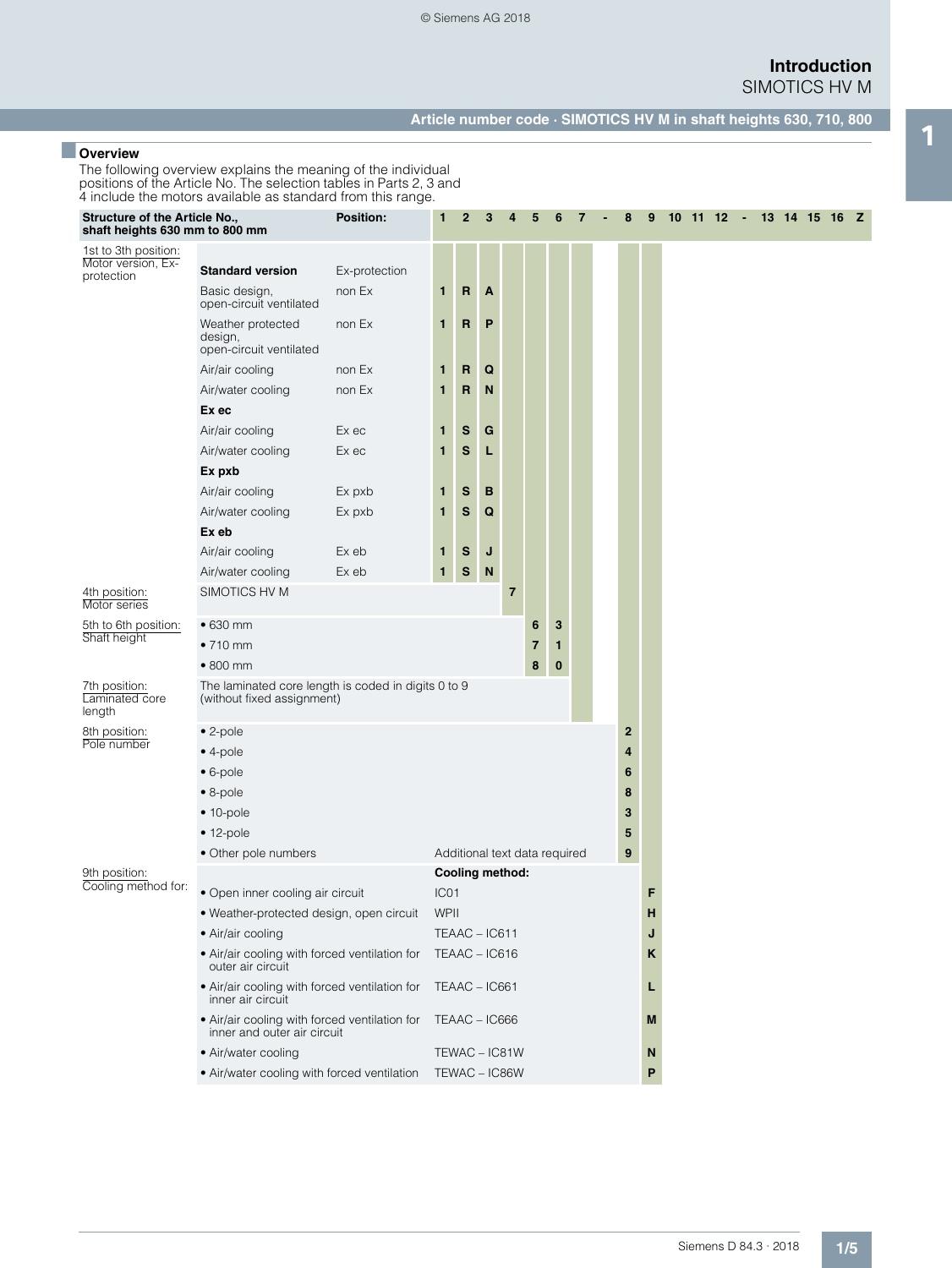## Article number code · SIMOTICS HV M in shaft heights 630, 710, 800

### Overview

The following overview explains the meaning of the individual positions of the Article No. The selection tables in Parts 2, 3 and 4 include the motors available as standard from this range.

| Structure of the Article No., shaft heights 630 mm to 800 mm | | Position: | 1 | 2 | 3 | 4 | 5 | 6 | 7 | - | 8 | 9 | 10 | 11 | 12 | - | 13 | 14 | 15 | 16 | Z |
|---|---|---|---|---|---|---|---|---|---|---|---|---|---|---|---|---|---|---|---|---|---|
| 1st to 3th position: Motor version, Ex-protection | **Standard version** | Ex-protection | | | | | | | | | | | | | | | | | | | |
| | Basic design, open-circuit ventilated | non Ex | **1** | **R** | **A** | | | | | | | | | | | | | | | | |
| | Weather protected design, open-circuit ventilated | non Ex | **1** | **R** | **P** | | | | | | | | | | | | | | | | |
| | Air/air cooling | non Ex | **1** | **R** | **Q** | | | | | | | | | | | | | | | | |
| | Air/water cooling | non Ex | **1** | **R** | **N** | | | | | | | | | | | | | | | | |
| | **Ex ec** | | | | | | | | | | | | | | | | | | | | |
| | Air/air cooling | Ex ec | **1** | **S** | **G** | | | | | | | | | | | | | | | | |
| | Air/water cooling | Ex ec | **1** | **S** | **L** | | | | | | | | | | | | | | | | |
| | **Ex pxb** | | | | | | | | | | | | | | | | | | | | |
| | Air/air cooling | Ex pxb | **1** | **S** | **B** | | | | | | | | | | | | | | | | |
| | Air/water cooling | Ex pxb | **1** | **S** | **Q** | | | | | | | | | | | | | | | | |
| | **Ex eb** | | | | | | | | | | | | | | | | | | | | |
| | Air/air cooling | Ex eb | **1** | **S** | **J** | | | | | | | | | | | | | | | | |
| | Air/water cooling | Ex eb | **1** | **S** | **N** | | | | | | | | | | | | | | | | |
| 4th position: Motor series | SIMOTICS HV M | | | | | **7** | | | | | | | | | | | | | | | |
| 5th to 6th position: Shaft height | • 630 mm | | | | | | **6** | **3** | | | | | | | | | | | | | |
| | • 710 mm | | | | | | **7** | **1** | | | | | | | | | | | | | |
| | • 800 mm | | | | | | **8** | **0** | | | | | | | | | | | | | |
| 7th position: Laminated core length | The laminated core length is coded in digits 0 to 9 (without fixed assignment) | | | | | | | | | | | | | | | | | | | | |
| 8th position: Pole number | • 2-pole | | | | | | | | | | **2** | | | | | | | | | | |
| | • 4-pole | | | | | | | | | | **4** | | | | | | | | | | |
| | • 6-pole | | | | | | | | | | **6** | | | | | | | | | | |
| | • 8-pole | | | | | | | | | | **8** | | | | | | | | | | |
| | • 10-pole | | | | | | | | | | **3** | | | | | | | | | | |
| | • 12-pole | | | | | | | | | | **5** | | | | | | | | | | |
| | • Other pole numbers | Additional text data required | | | | | | | | | **9** | | | | | | | | | | |
| 9th position: Cooling method for: | | **Cooling method:** | | | | | | | | | | | | | | | | | | | |
| | • Open inner cooling air circuit | IC01 | | | | | | | | | | **F** | | | | | | | | | |
| | • Weather-protected design, open circuit | WPII | | | | | | | | | | **H** | | | | | | | | | |
| | • Air/air cooling | TEAAC – IC611 | | | | | | | | | | **J** | | | | | | | | | |
| | • Air/air cooling with forced ventilation for outer air circuit | TEAAC – IC616 | | | | | | | | | | **K** | | | | | | | | | |
| | • Air/air cooling with forced ventilation for inner air circuit | TEAAC – IC661 | | | | | | | | | | **L** | | | | | | | | | |
| | • Air/air cooling with forced ventilation for inner and outer air circuit | TEAAC – IC666 | | | | | | | | | | **M** | | | | | | | | | |
| | • Air/water cooling | TEWAC – IC81W | | | | | | | | | | **N** | | | | | | | | | |
| | • Air/water cooling with forced ventilation | TEWAC – IC86W | | | | | | | | | | **P** | | | | | | | | | |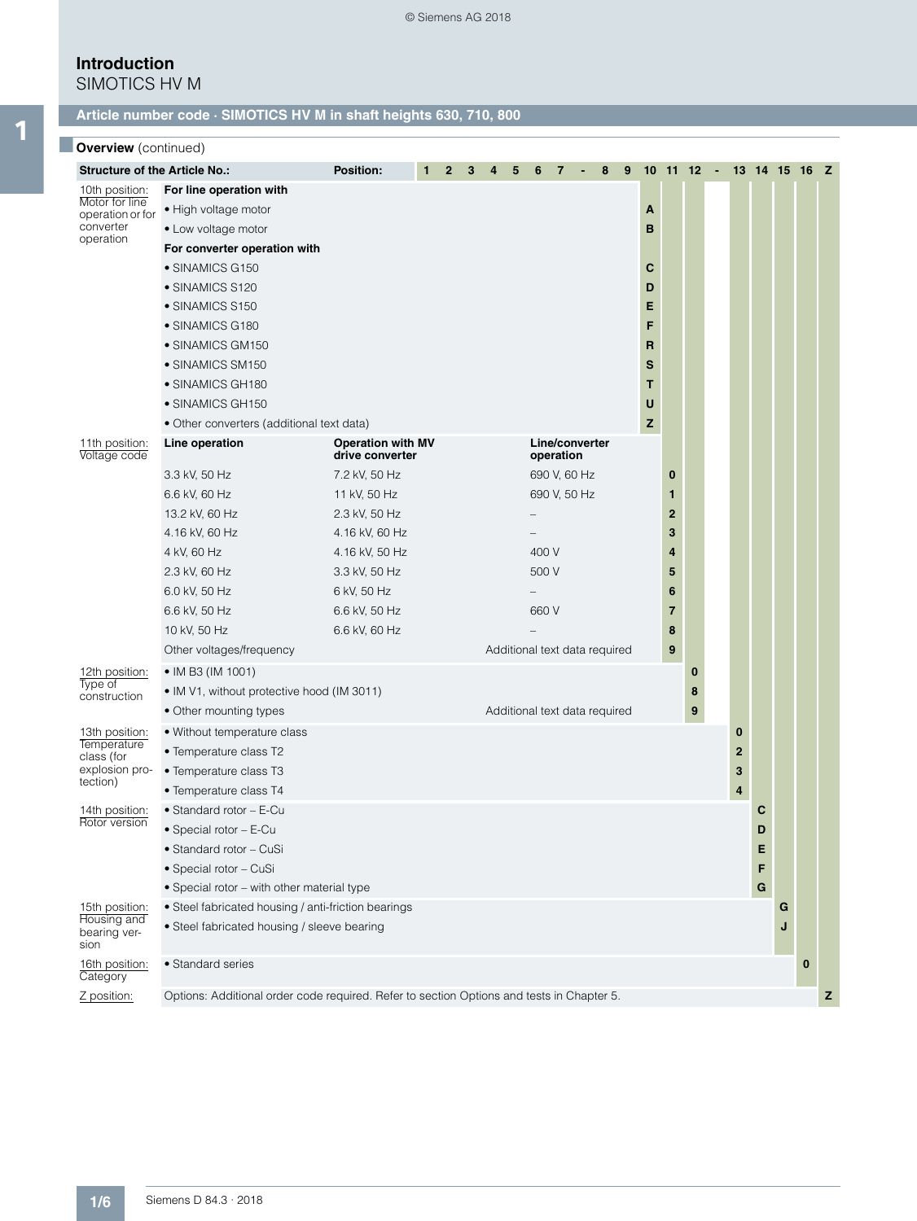## Introduction

SIMOTICS HV M

### Article number code · SIMOTICS HV M in shaft heights 630, 710, 800

**Overview** (continued)

| Structure of the Article No.: | | Position: | | 1 | 2 | 3 | 4 | 5 | 6 | 7 | - | 8 | 9 | 10 | 11 | 12 | - | 13 | 14 | 15 | 16 | Z |
|---|---|---|---|---|---|---|---|---|---|---|---|---|---|---|---|---|---|---|---|---|---|---|
| 10th position: Motor for line operation or for converter operation | **For line operation with** | | | | | | | | | | | | | | | | | | | | | |
| | • High voltage motor | | | | | | | | | | | | | A | | | | | | | | |
| | • Low voltage motor | | | | | | | | | | | | | B | | | | | | | | |
| | **For converter operation with** | | | | | | | | | | | | | | | | | | | | | |
| | • SINAMICS G150 | | | | | | | | | | | | | C | | | | | | | | |
| | • SINAMICS S120 | | | | | | | | | | | | | D | | | | | | | | |
| | • SINAMICS S150 | | | | | | | | | | | | | E | | | | | | | | |
| | • SINAMICS G180 | | | | | | | | | | | | | F | | | | | | | | |
| | • SINAMICS GM150 | | | | | | | | | | | | | R | | | | | | | | |
| | • SINAMICS SM150 | | | | | | | | | | | | | S | | | | | | | | |
| | • SINAMICS GH180 | | | | | | | | | | | | | T | | | | | | | | |
| | • SINAMICS GH150 | | | | | | | | | | | | | U | | | | | | | | |
| | • Other converters (additional text data) | | | | | | | | | | | | | Z | | | | | | | | |
| 11th position: Voltage code | **Line operation** | **Operation with MV drive converter** | **Line/converter operation** | | | | | | | | | | | | | | | | | | | |
| | 3.3 kV, 50 Hz | 7.2 kV, 50 Hz | 690 V, 60 Hz | | | | | | | | | | | | 0 | | | | | | | |
| | 6.6 kV, 60 Hz | 11 kV, 50 Hz | 690 V, 50 Hz | | | | | | | | | | | | 1 | | | | | | | |
| | 13.2 kV, 60 Hz | 2.3 kV, 50 Hz | – | | | | | | | | | | | | 2 | | | | | | | |
| | 4.16 kV, 60 Hz | 4.16 kV, 60 Hz | – | | | | | | | | | | | | 3 | | | | | | | |
| | 4 kV, 60 Hz | 4.16 kV, 50 Hz | 400 V | | | | | | | | | | | | 4 | | | | | | | |
| | 2.3 kV, 60 Hz | 3.3 kV, 50 Hz | 500 V | | | | | | | | | | | | 5 | | | | | | | |
| | 6.0 kV, 50 Hz | 6 kV, 50 Hz | – | | | | | | | | | | | | 6 | | | | | | | |
| | 6.6 kV, 50 Hz | 6.6 kV, 50 Hz | 660 V | | | | | | | | | | | | 7 | | | | | | | |
| | 10 kV, 50 Hz | 6.6 kV, 60 Hz | – | | | | | | | | | | | | 8 | | | | | | | |
| | Other voltages/frequency | | Additional text data required | | | | | | | | | | | | 9 | | | | | | | |
| 12th position: Type of construction | • IM B3 (IM 1001) | | | | | | | | | | | | | | | 0 | | | | | | |
| | • IM V1, without protective hood (IM 3011) | | | | | | | | | | | | | | | 8 | | | | | | |
| | • Other mounting types | | Additional text data required | | | | | | | | | | | | | 9 | | | | | | |
| 13th position: Temperature class (for explosion protection) | • Without temperature class | | | | | | | | | | | | | | | | | 0 | | | | |
| | • Temperature class T2 | | | | | | | | | | | | | | | | | 2 | | | | |
| | • Temperature class T3 | | | | | | | | | | | | | | | | | 3 | | | | |
| | • Temperature class T4 | | | | | | | | | | | | | | | | | 4 | | | | |
| 14th position: Rotor version | • Standard rotor – E-Cu | | | | | | | | | | | | | | | | | | C | | | |
| | • Special rotor – E-Cu | | | | | | | | | | | | | | | | | | D | | | |
| | • Standard rotor – CuSi | | | | | | | | | | | | | | | | | | E | | | |
| | • Special rotor – CuSi | | | | | | | | | | | | | | | | | | F | | | |
| | • Special rotor – with other material type | | | | | | | | | | | | | | | | | | G | | | |
| 15th position: Housing and bearing version | • Steel fabricated housing / anti-friction bearings | | | | | | | | | | | | | | | | | | | G | | |
| | • Steel fabricated housing / sleeve bearing | | | | | | | | | | | | | | | | | | | J | | |
| 16th position: Category | • Standard series | | | | | | | | | | | | | | | | | | | | 0 | |
| Z position: | Options: Additional order code required. Refer to section Options and tests in Chapter 5. | | | | | | | | | | | | | | | | | | | | | Z |